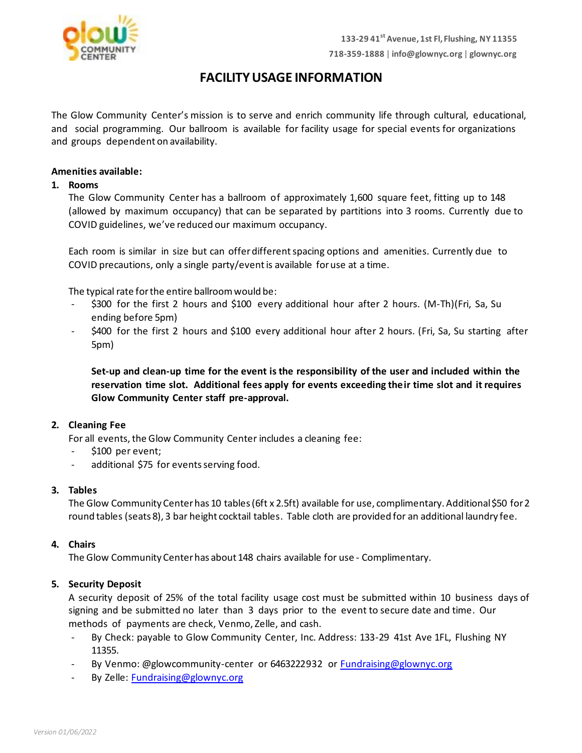133-29 41st Avenue, 1st Fl, Flushing, NY 11355
718-359-1888 | info@glownyc.org | glownyc.org

# FACILITY USAGE INFORMATION

The Glow Community Center's mission is to serve and enrich community life through cultural, educational, and social programming. Our ballroom is available for facility usage for special events for organizations and groups dependent on availability.

**Amenities available:**

1. **Rooms**

   The Glow Community Center has a ballroom of approximately 1,600 square feet, fitting up to 148 (allowed by maximum occupancy) that can be separated by partitions into 3 rooms. Currently due to COVID guidelines, we've reduced our maximum occupancy.

   Each room is similar in size but can offer different spacing options and amenities. Currently due to COVID precautions, only a single party/event is available for use at a time.

   The typical rate for the entire ballroom would be:
   - $300 for the first 2 hours and $100 every additional hour after 2 hours. (M-Th)(Fri, Sa, Su ending before 5pm)
   - $400 for the first 2 hours and $100 every additional hour after 2 hours. (Fri, Sa, Su starting after 5pm)

   **Set-up and clean-up time for the event is the responsibility of the user and included within the reservation time slot. Additional fees apply for events exceeding their time slot and it requires Glow Community Center staff pre-approval.**

2. **Cleaning Fee**

   For all events, the Glow Community Center includes a cleaning fee:
   - $100 per event;
   - additional $75 for events serving food.

3. **Tables**

   The Glow Community Center has 10 tables (6ft x 2.5ft) available for use, complimentary. Additional $50 for 2 round tables (seats 8), 3 bar height cocktail tables. Table cloth are provided for an additional laundry fee.

4. **Chairs**

   The Glow Community Center has about 148 chairs available for use - Complimentary.

5. **Security Deposit**

   A security deposit of 25% of the total facility usage cost must be submitted within 10 business days of signing and be submitted no later than 3 days prior to the event to secure date and time. Our methods of payments are check, Venmo, Zelle, and cash.
   - By Check: payable to Glow Community Center, Inc. Address: 133-29 41st Ave 1FL, Flushing NY 11355.
   - By Venmo: @glowcommunity-center or 6463222932 or Fundraising@glownyc.org
   - By Zelle: Fundraising@glownyc.org

*Version 01/06/2022*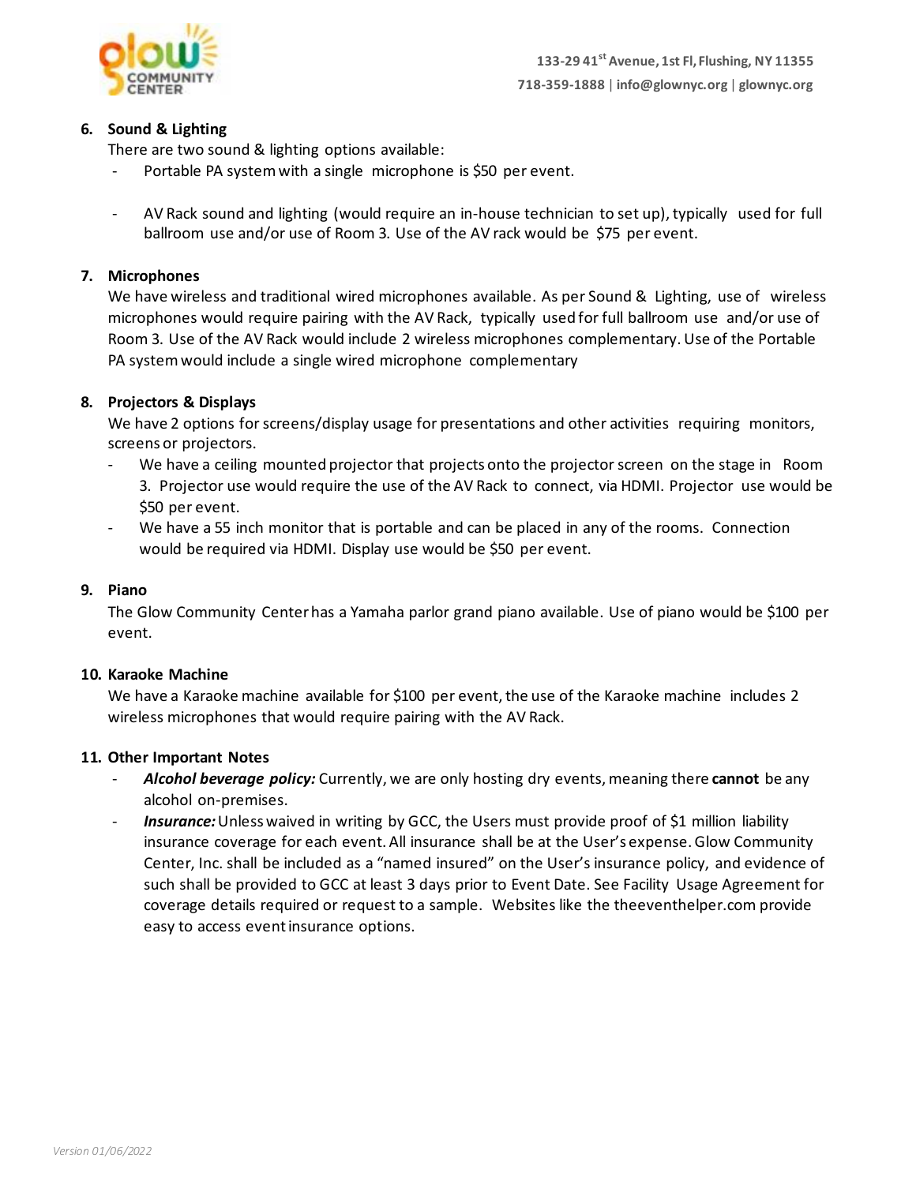6. **Sound & Lighting**

   There are two sound & lighting options available:

   - Portable PA system with a single microphone is $50 per event.
   - AV Rack sound and lighting (would require an in-house technician to set up), typically used for full ballroom use and/or use of Room 3. Use of the AV rack would be $75 per event.

7. **Microphones**

   We have wireless and traditional wired microphones available. As per Sound & Lighting, use of wireless microphones would require pairing with the AV Rack, typically used for full ballroom use and/or use of Room 3. Use of the AV Rack would include 2 wireless microphones complementary. Use of the Portable PA system would include a single wired microphone complementary

8. **Projectors & Displays**

   We have 2 options for screens/display usage for presentations and other activities requiring monitors, screens or projectors.

   - We have a ceiling mounted projector that projects onto the projector screen on the stage in Room 3. Projector use would require the use of the AV Rack to connect, via HDMI. Projector use would be $50 per event.
   - We have a 55 inch monitor that is portable and can be placed in any of the rooms. Connection would be required via HDMI. Display use would be $50 per event.

9. **Piano**

   The Glow Community Center has a Yamaha parlor grand piano available. Use of piano would be $100 per event.

10. **Karaoke Machine**

    We have a Karaoke machine available for $100 per event, the use of the Karaoke machine includes 2 wireless microphones that would require pairing with the AV Rack.

11. **Other Important Notes**

    - ***Alcohol beverage policy:*** Currently, we are only hosting dry events, meaning there **cannot** be any alcohol on-premises.
    - ***Insurance:*** Unless waived in writing by GCC, the Users must provide proof of $1 million liability insurance coverage for each event. All insurance shall be at the User's expense. Glow Community Center, Inc. shall be included as a "named insured" on the User's insurance policy, and evidence of such shall be provided to GCC at least 3 days prior to Event Date. See Facility Usage Agreement for coverage details required or request to a sample. Websites like the theeventhelper.com provide easy to access event insurance options.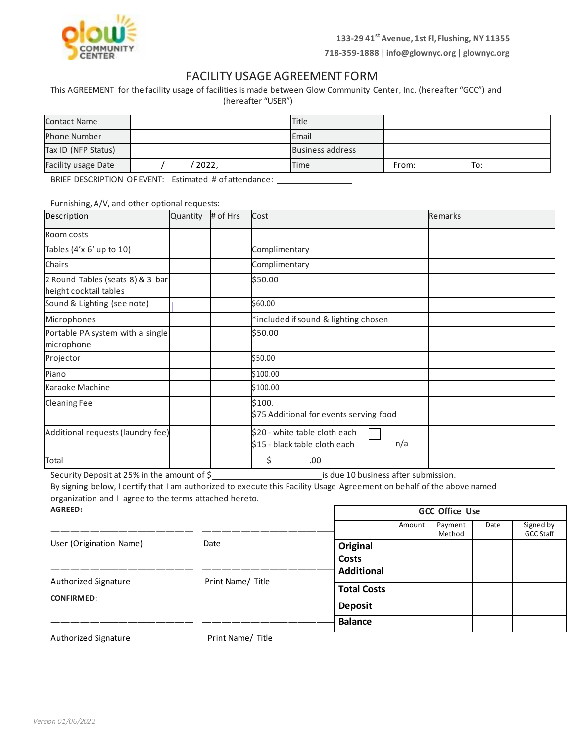133-29 41st Avenue, 1st Fl, Flushing, NY 11355

718-359-1888 | info@glownyc.org | glownyc.org

# FACILITY USAGE AGREEMENT FORM

This AGREEMENT for the facility usage of facilities is made between Glow Community Center, Inc. (hereafter "GCC") and ____________________________________(hereafter "USER")

| Contact Name | | Title | |
|---|---|---|---|
| Phone Number | | Email | |
| Tax ID (NFP Status) | | Business address | |
| Facility usage Date | / / 2022, | Time | From: To: |

BRIEF DESCRIPTION OF EVENT: Estimated # of attendance: ______________

Furnishing, A/V, and other optional requests:

| Description | Quantity | # of Hrs | Cost | Remarks |
|---|---|---|---|---|
| Room costs | | | | |
| Tables (4'x 6' up to 10) | | | Complimentary | |
| Chairs | | | Complimentary | |
| 2 Round Tables (seats 8) & 3 bar height cocktail tables | | | $50.00 | |
| Sound & Lighting (see note) | | | $60.00 | |
| Microphones | | | *included if sound & lighting chosen | |
| Portable PA system with a single microphone | | | $50.00 | |
| Projector | | | $50.00 | |
| Piano | | | $100.00 | |
| Karaoke Machine | | | $100.00 | |
| Cleaning Fee | | | $100.<br>$75 Additional for events serving food | |
| Additional requests (laundry fee) | | | $20 - white table cloth each ☐<br>$15 - black table cloth each n/a | |
| Total | | | $ .00 | |

Security Deposit at 25% in the amount of $______________________ is due 10 business after submission.

By signing below, I certify that I am authorized to execute this Facility Usage Agreement on behalf of the above named organization and I agree to the terms attached hereto.

**AGREED:**

______________________ ______________________

User (Origination Name) Date

______________________ ______________________

Authorized Signature Print Name/ Title

**CONFIRMED:**

______________________ ______________________

Authorized Signature Print Name/ Title

| GCC Office Use | | | | |
|---|---|---|---|---|
| | Amount | Payment Method | Date | Signed by GCC Staff |
| **Original Costs** | | | | |
| **Additional** | | | | |
| **Total Costs** | | | | |
| **Deposit** | | | | |
| **Balance** | | | | |

*Version 01/06/2022*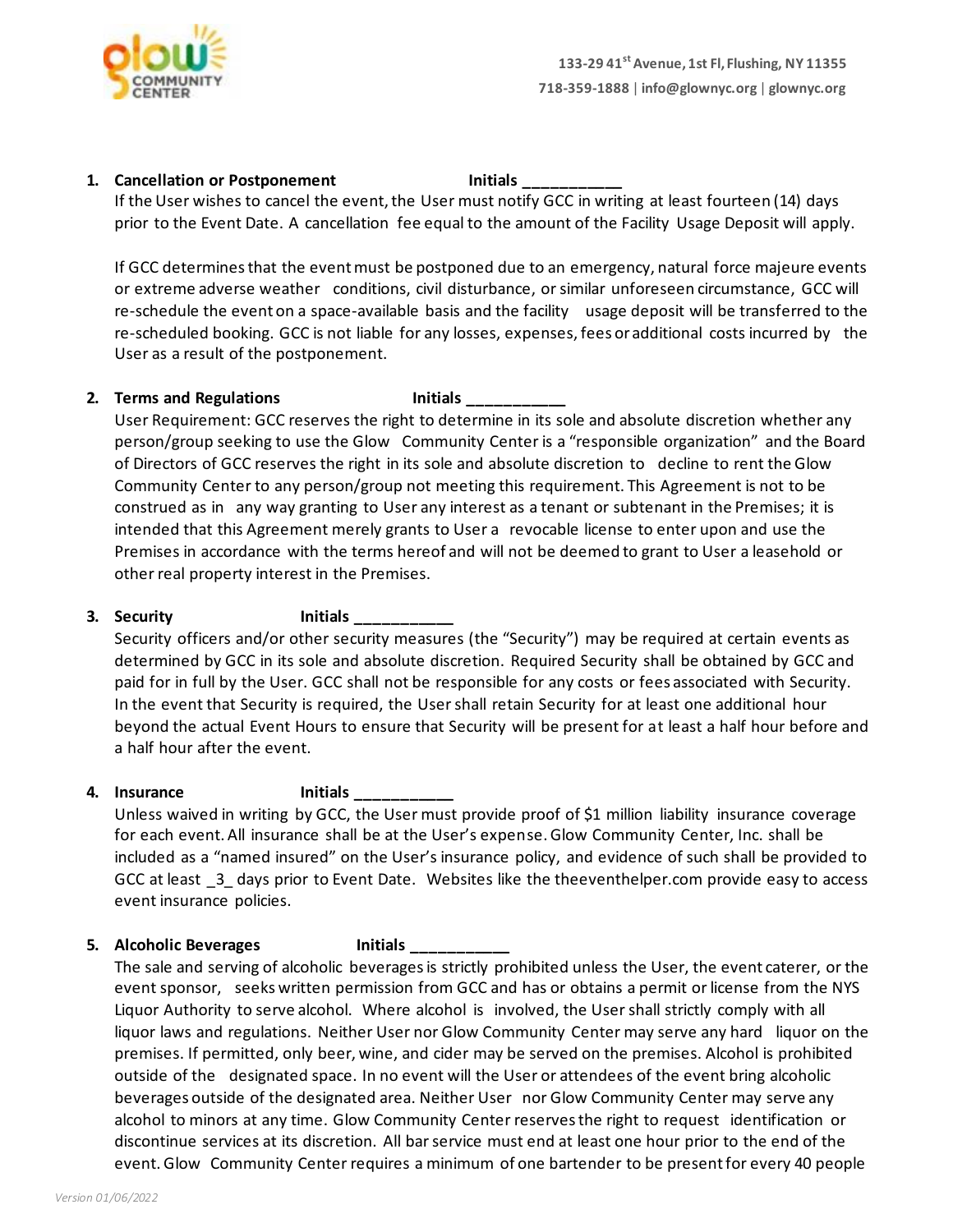1. **Cancellation or Postponement** **Initials ___________**

   If the User wishes to cancel the event, the User must notify GCC in writing at least fourteen (14) days prior to the Event Date. A cancellation fee equal to the amount of the Facility Usage Deposit will apply.

   If GCC determines that the event must be postponed due to an emergency, natural force majeure events or extreme adverse weather conditions, civil disturbance, or similar unforeseen circumstance, GCC will re-schedule the event on a space-available basis and the facility usage deposit will be transferred to the re-scheduled booking. GCC is not liable for any losses, expenses, fees or additional costs incurred by the User as a result of the postponement.

2. **Terms and Regulations** **Initials ___________**

   User Requirement: GCC reserves the right to determine in its sole and absolute discretion whether any person/group seeking to use the Glow Community Center is a "responsible organization" and the Board of Directors of GCC reserves the right in its sole and absolute discretion to decline to rent the Glow Community Center to any person/group not meeting this requirement. This Agreement is not to be construed as in any way granting to User any interest as a tenant or subtenant in the Premises; it is intended that this Agreement merely grants to User a revocable license to enter upon and use the Premises in accordance with the terms hereof and will not be deemed to grant to User a leasehold or other real property interest in the Premises.

3. **Security** **Initials ___________**

   Security officers and/or other security measures (the "Security") may be required at certain events as determined by GCC in its sole and absolute discretion. Required Security shall be obtained by GCC and paid for in full by the User. GCC shall not be responsible for any costs or fees associated with Security. In the event that Security is required, the User shall retain Security for at least one additional hour beyond the actual Event Hours to ensure that Security will be present for at least a half hour before and a half hour after the event.

4. **Insurance** **Initials ___________**

   Unless waived in writing by GCC, the User must provide proof of $1 million liability insurance coverage for each event. All insurance shall be at the User's expense. Glow Community Center, Inc. shall be included as a "named insured" on the User's insurance policy, and evidence of such shall be provided to GCC at least _3_ days prior to Event Date. Websites like the theeventhelper.com provide easy to access event insurance policies.

5. **Alcoholic Beverages** **Initials ___________**

   The sale and serving of alcoholic beverages is strictly prohibited unless the User, the event caterer, or the event sponsor, seeks written permission from GCC and has or obtains a permit or license from the NYS Liquor Authority to serve alcohol. Where alcohol is involved, the User shall strictly comply with all liquor laws and regulations. Neither User nor Glow Community Center may serve any hard liquor on the premises. If permitted, only beer, wine, and cider may be served on the premises. Alcohol is prohibited outside of the designated space. In no event will the User or attendees of the event bring alcoholic beverages outside of the designated area. Neither User nor Glow Community Center may serve any alcohol to minors at any time. Glow Community Center reserves the right to request identification or discontinue services at its discretion. All bar service must end at least one hour prior to the end of the event. Glow Community Center requires a minimum of one bartender to be present for every 40 people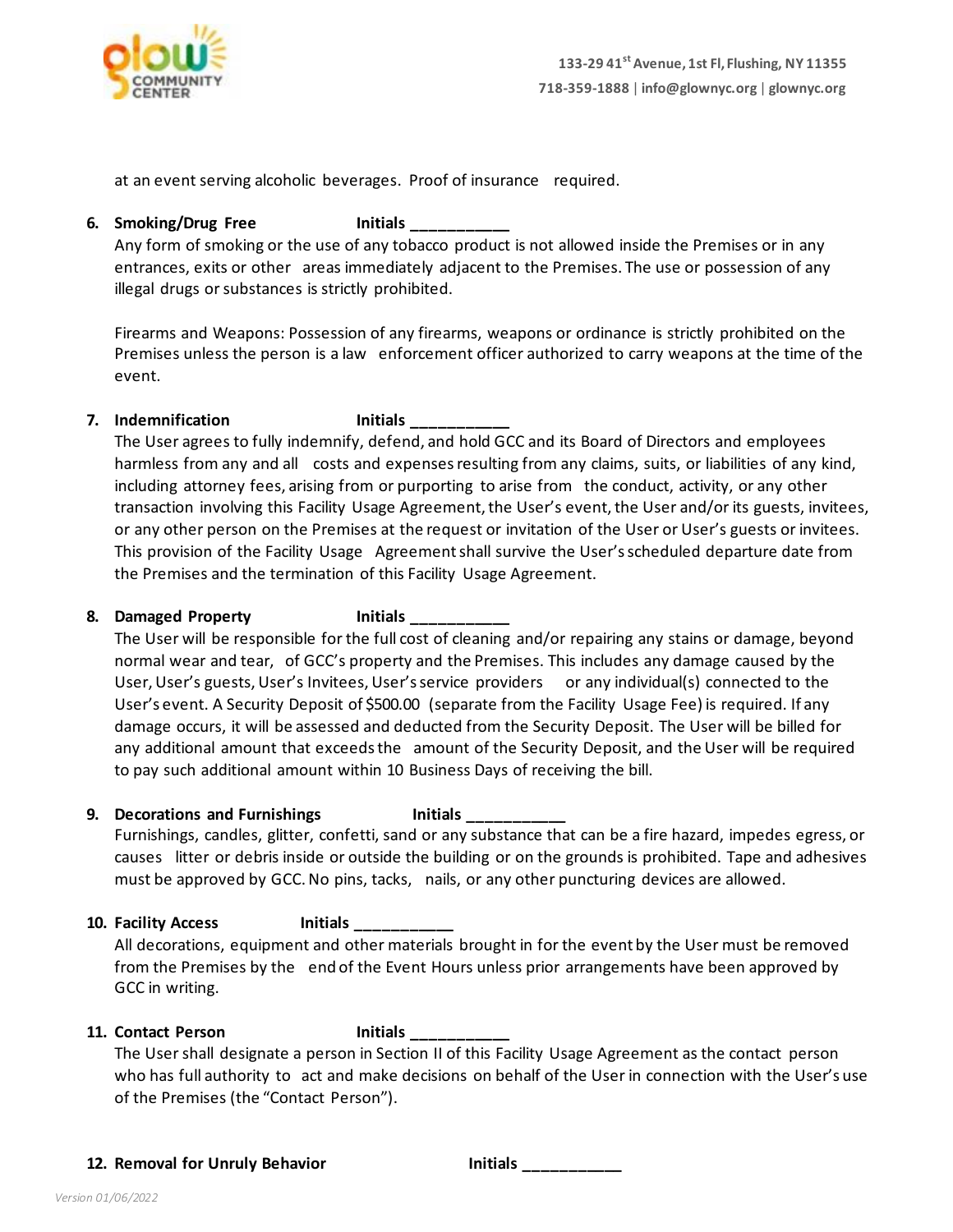at an event serving alcoholic beverages. Proof of insurance required.

6. **Smoking/Drug Free** **Initials ___________**

   Any form of smoking or the use of any tobacco product is not allowed inside the Premises or in any entrances, exits or other areas immediately adjacent to the Premises. The use or possession of any illegal drugs or substances is strictly prohibited.

   Firearms and Weapons: Possession of any firearms, weapons or ordinance is strictly prohibited on the Premises unless the person is a law enforcement officer authorized to carry weapons at the time of the event.

7. **Indemnification** **Initials ___________**

   The User agrees to fully indemnify, defend, and hold GCC and its Board of Directors and employees harmless from any and all costs and expenses resulting from any claims, suits, or liabilities of any kind, including attorney fees, arising from or purporting to arise from the conduct, activity, or any other transaction involving this Facility Usage Agreement, the User's event, the User and/or its guests, invitees, or any other person on the Premises at the request or invitation of the User or User's guests or invitees. This provision of the Facility Usage Agreement shall survive the User's scheduled departure date from the Premises and the termination of this Facility Usage Agreement.

8. **Damaged Property** **Initials ___________**

   The User will be responsible for the full cost of cleaning and/or repairing any stains or damage, beyond normal wear and tear, of GCC's property and the Premises. This includes any damage caused by the User, User's guests, User's Invitees, User's service providers or any individual(s) connected to the User's event. A Security Deposit of $500.00 (separate from the Facility Usage Fee) is required. If any damage occurs, it will be assessed and deducted from the Security Deposit. The User will be billed for any additional amount that exceeds the amount of the Security Deposit, and the User will be required to pay such additional amount within 10 Business Days of receiving the bill.

9. **Decorations and Furnishings** **Initials ___________**

   Furnishings, candles, glitter, confetti, sand or any substance that can be a fire hazard, impedes egress, or causes litter or debris inside or outside the building or on the grounds is prohibited. Tape and adhesives must be approved by GCC. No pins, tacks, nails, or any other puncturing devices are allowed.

10. **Facility Access** **Initials ___________**

    All decorations, equipment and other materials brought in for the event by the User must be removed from the Premises by the end of the Event Hours unless prior arrangements have been approved by GCC in writing.

11. **Contact Person** **Initials ___________**

    The User shall designate a person in Section II of this Facility Usage Agreement as the contact person who has full authority to act and make decisions on behalf of the User in connection with the User's use of the Premises (the "Contact Person").

12. **Removal for Unruly Behavior** **Initials ___________**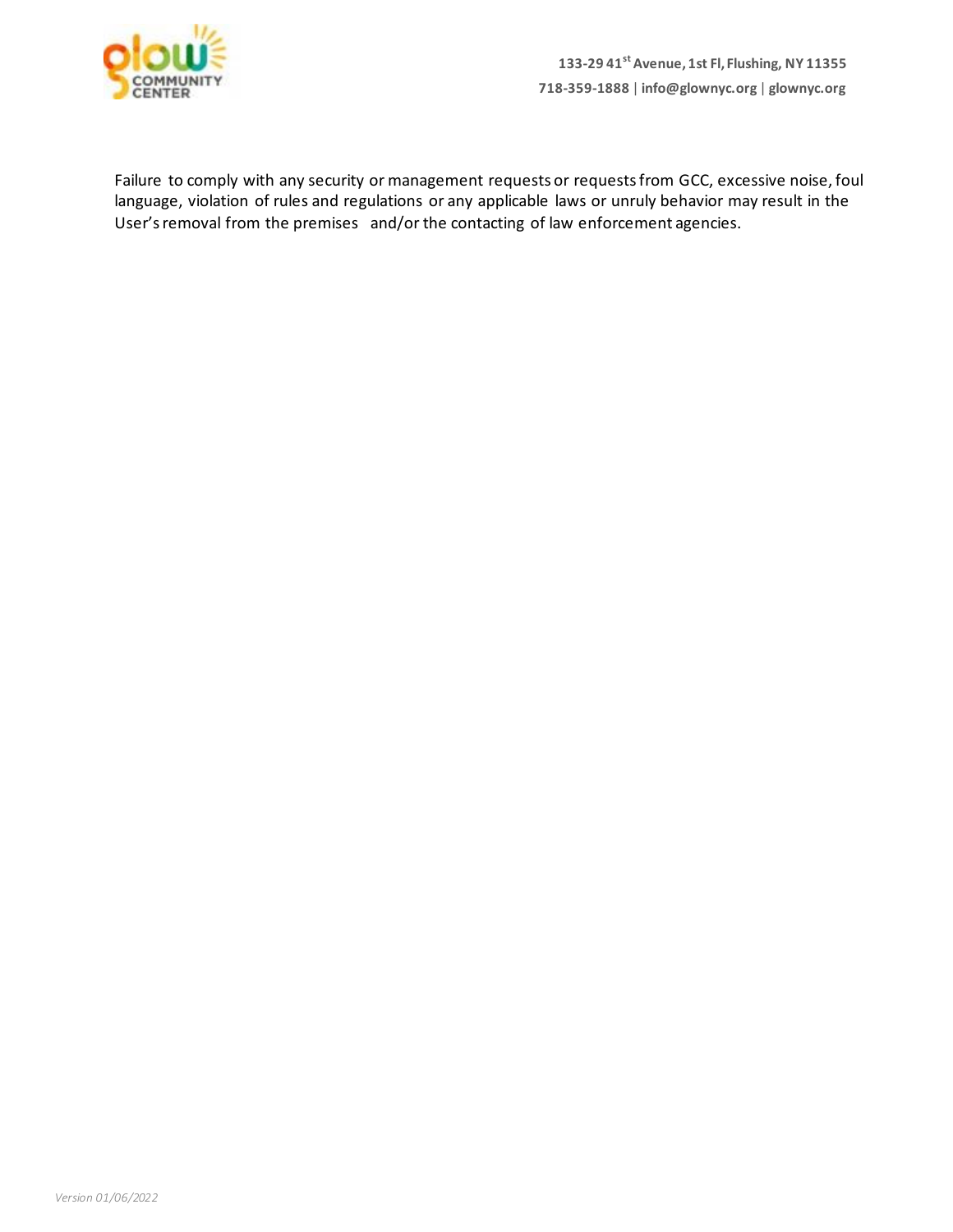Failure to comply with any security or management requests or requests from GCC, excessive noise, foul language, violation of rules and regulations or any applicable laws or unruly behavior may result in the User's removal from the premises and/or the contacting of law enforcement agencies.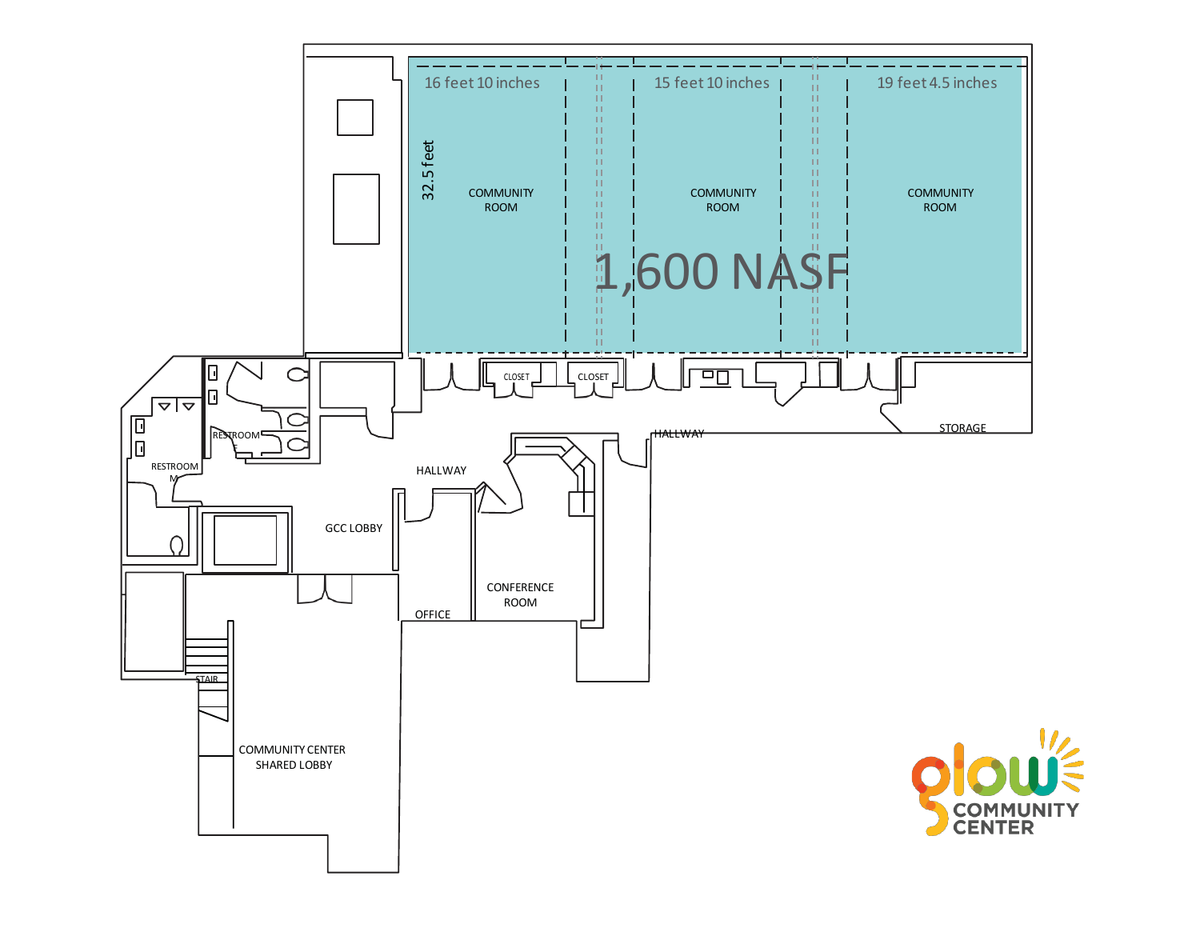16 feet 10 inches

15 feet 10 inches

19 feet 4.5 inches

32.5 feet

COMMUNITY ROOM

COMMUNITY ROOM

COMMUNITY ROOM

1,600 NASF

CLOSET

CLOSET

HALLWAY

STORAGE

RESTROOM F

RESTROOM M

HALLWAY

GCC LOBBY

CONFERENCE ROOM

OFFICE

STAIR

COMMUNITY CENTER SHARED LOBBY

glow COMMUNITY CENTER